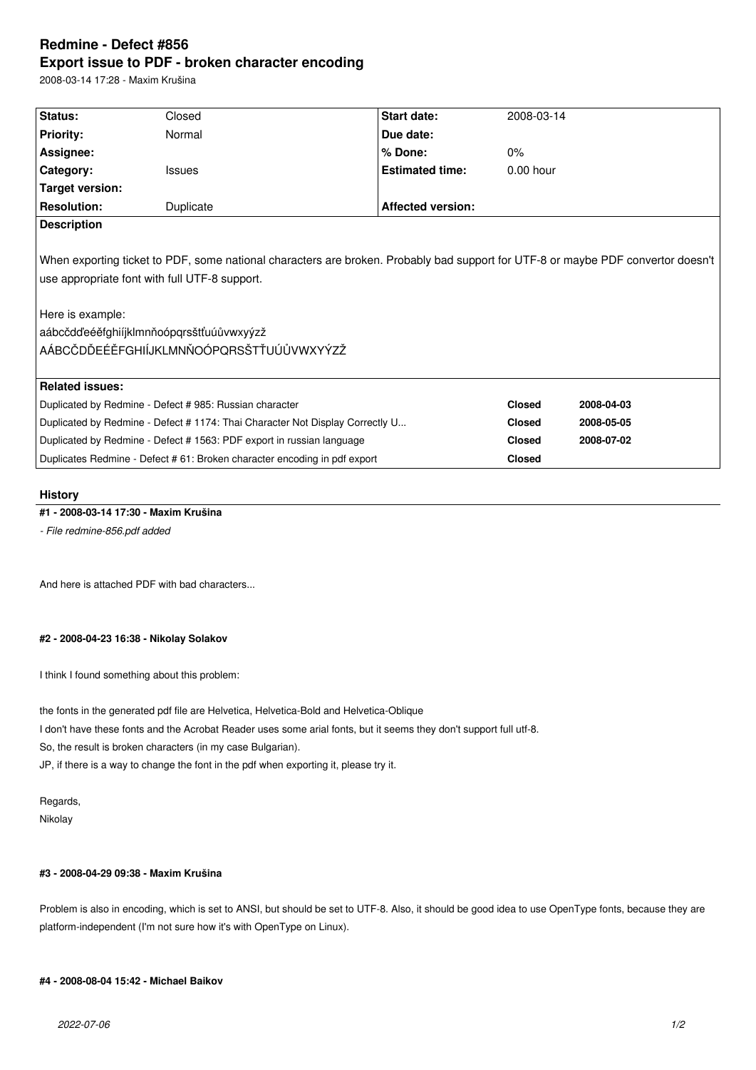# Redmine - Defect #856

# Export issue to PDF - broken character encoding

2008-03-14 17:28 - Maxim Krušina

| Status: | Closed | Start date: | 2008-03-14 |
|---|---|---|---|
| Priority: | Normal | Due date: | |
| Assignee: | | % Done: | 0% |
| Category: | Issues | Estimated time: | 0.00 hour |
| Target version: | | | |
| Resolution: | Duplicate | Affected version: | |

**Description**

When exporting ticket to PDF, some national characters are broken. Probably bad support for UTF-8 or maybe PDF convertor doesn't use appropriate font with full UTF-8 support.

Here is example:
aábcčdďeéěfghiíjklmnňoópqrsštťuúůvwxyýzž
AÁBCČDĎEÉĚFGHIÍJKLMNŇOÓPQRSŠTŤUÚŮVWXYÝZŽ

**Related issues:**

| | | |
|---|---|---|
| Duplicated by Redmine - Defect # 985: Russian character | Closed | 2008-04-03 |
| Duplicated by Redmine - Defect # 1174: Thai Character Not Display Correctly U... | Closed | 2008-05-05 |
| Duplicated by Redmine - Defect # 1563: PDF export in russian language | Closed | 2008-07-02 |
| Duplicates Redmine - Defect # 61: Broken character encoding in pdf export | Closed | |

## History

### #1 - 2008-03-14 17:30 - Maxim Krušina

*- File redmine-856.pdf added*

And here is attached PDF with bad characters...

### #2 - 2008-04-23 16:38 - Nikolay Solakov

I think I found something about this problem:

the fonts in the generated pdf file are Helvetica, Helvetica-Bold and Helvetica-Oblique
I don't have these fonts and the Acrobat Reader uses some arial fonts, but it seems they don't support full utf-8.
So, the result is broken characters (in my case Bulgarian).
JP, if there is a way to change the font in the pdf when exporting it, please try it.

Regards,
Nikolay

### #3 - 2008-04-29 09:38 - Maxim Krušina

Problem is also in encoding, which is set to ANSI, but should be set to UTF-8. Also, it should be good idea to use OpenType fonts, because they are platform-independent (I'm not sure how it's with OpenType on Linux).

### #4 - 2008-08-04 15:42 - Michael Baikov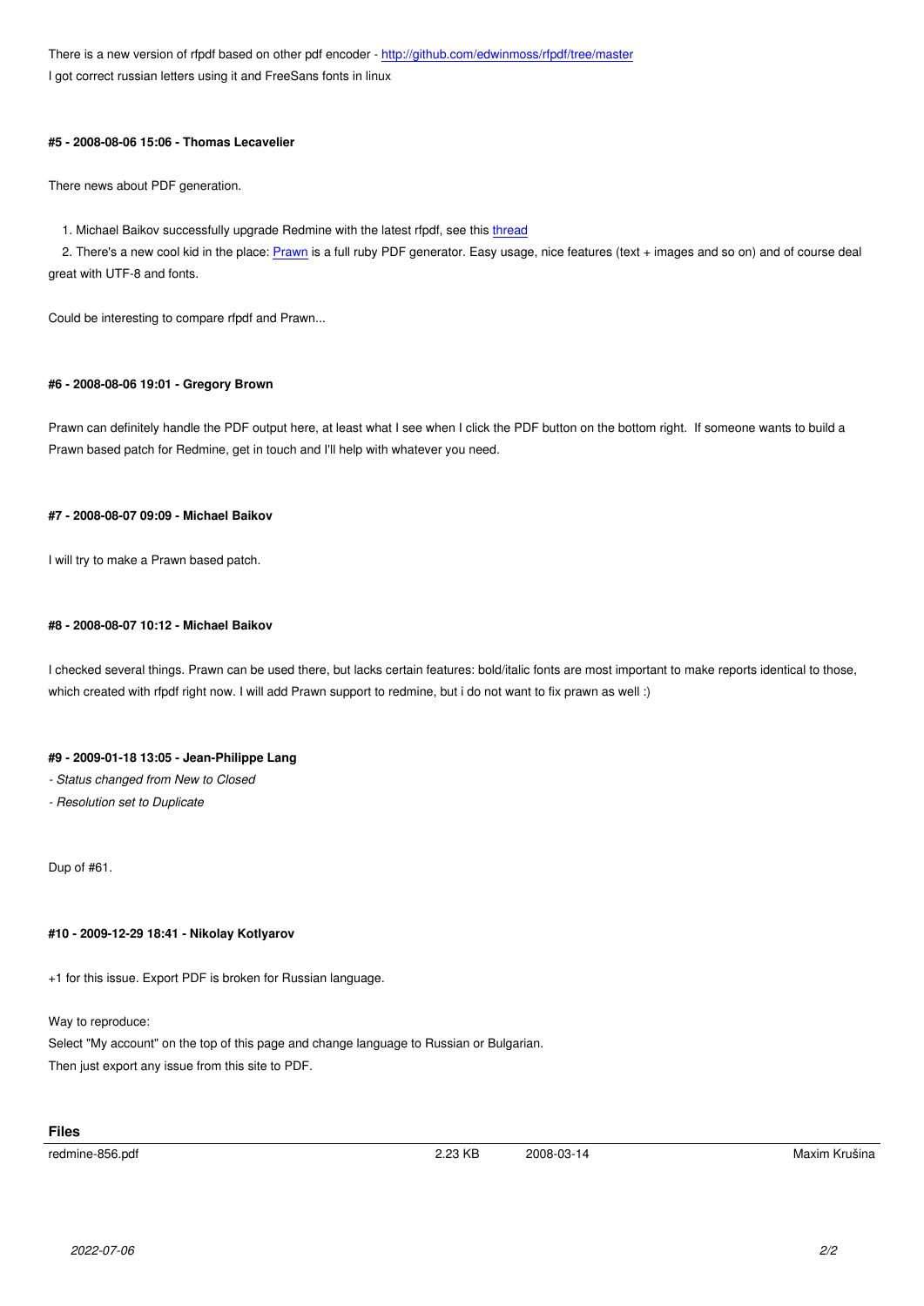There is a new version of rfpdf based on other pdf encoder - [http://github.com/edwinmoss/rfpdf/tree/master](http://github.com/edwinmoss/rfpdf/tree/master)
I got correct russian letters using it and FreeSans fonts in linux

#### #5 - 2008-08-06 15:06 - Thomas Lecavelier

There news about PDF generation.

1. Michael Baikov successfully upgrade Redmine with the latest rfpdf, see this thread
2. There's a new cool kid in the place: Prawn is a full ruby PDF generator. Easy usage, nice features (text + images and so on) and of course deal great with UTF-8 and fonts.

Could be interesting to compare rfpdf and Prawn...

#### #6 - 2008-08-06 19:01 - Gregory Brown

Prawn can definitely handle the PDF output here, at least what I see when I click the PDF button on the bottom right. If someone wants to build a Prawn based patch for Redmine, get in touch and I'll help with whatever you need.

#### #7 - 2008-08-07 09:09 - Michael Baikov

I will try to make a Prawn based patch.

#### #8 - 2008-08-07 10:12 - Michael Baikov

I checked several things. Prawn can be used there, but lacks certain features: bold/italic fonts are most important to make reports identical to those, which created with rfpdf right now. I will add Prawn support to redmine, but i do not want to fix prawn as well :)

#### #9 - 2009-01-18 13:05 - Jean-Philippe Lang

*- Status changed from New to Closed*

*- Resolution set to Duplicate*

Dup of #61.

#### #10 - 2009-12-29 18:41 - Nikolay Kotlyarov

+1 for this issue. Export PDF is broken for Russian language.

Way to reproduce:
Select "My account" on the top of this page and change language to Russian or Bulgarian.
Then just export any issue from this site to PDF.

### Files

| | | | |
|---|---|---|---|
| redmine-856.pdf | 2.23 KB | 2008-03-14 | Maxim Krušina |